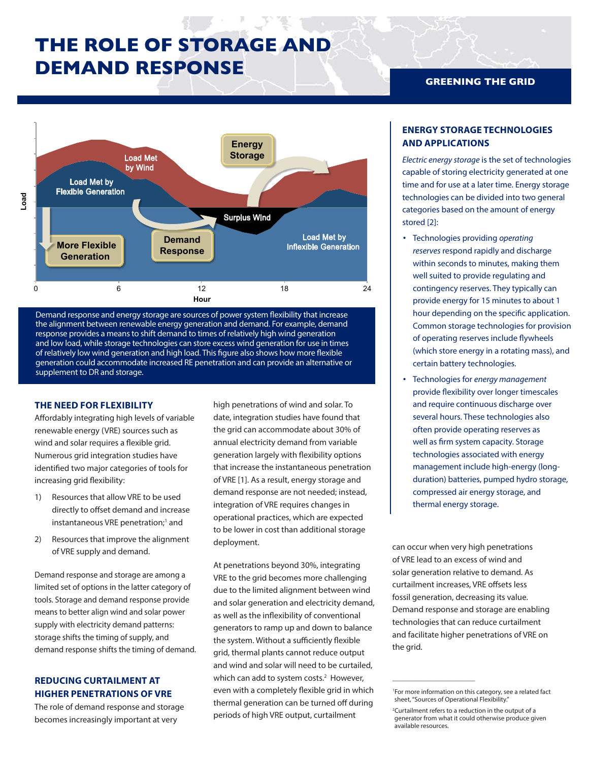# THE ROLE OF STORAGE AND DEMAND RESPONSE

**GREENING THE GRID**

Demand response and energy storage are sources of power system flexibility that increase the alignment between renewable energy generation and demand. For example, demand response provides a means to shift demand to times of relatively high wind generation and low load, while storage technologies can store excess wind generation for use in times of relatively low wind generation and high load. This figure also shows how more flexible generation could accommodate increased RE penetration and can provide an alternative or supplement to DR and storage.

## THE NEED FOR FLEXIBILITY

Affordably integrating high levels of variable renewable energy (VRE) sources such as wind and solar requires a flexible grid. Numerous grid integration studies have identified two major categories of tools for increasing grid flexibility:

1) Resources that allow VRE to be used directly to offset demand and increase instantaneous VRE penetration;[1] and
2) Resources that improve the alignment of VRE supply and demand.

Demand response and storage are among a limited set of options in the latter category of tools. Storage and demand response provide means to better align wind and solar power supply with electricity demand patterns: storage shifts the timing of supply, and demand response shifts the timing of demand.

## REDUCING CURTAILMENT AT HIGHER PENETRATIONS OF VRE

The role of demand response and storage becomes increasingly important at very high penetrations of wind and solar. To date, integration studies have found that the grid can accommodate about 30% of annual electricity demand from variable generation largely with flexibility options that increase the instantaneous penetration of VRE [1]. As a result, energy storage and demand response are not needed; instead, integration of VRE requires changes in operational practices, which are expected to be lower in cost than additional storage deployment.

At penetrations beyond 30%, integrating VRE to the grid becomes more challenging due to the limited alignment between wind and solar generation and electricity demand, as well as the inflexibility of conventional generators to ramp up and down to balance the system. Without a sufficiently flexible grid, thermal plants cannot reduce output and wind and solar will need to be curtailed, which can add to system costs.[2] However, even with a completely flexible grid in which thermal generation can be turned off during periods of high VRE output, curtailment can occur when very high penetrations of VRE lead to an excess of wind and solar generation relative to demand. As curtailment increases, VRE offsets less fossil generation, decreasing its value. Demand response and storage are enabling technologies that can reduce curtailment and facilitate higher penetrations of VRE on the grid.

## ENERGY STORAGE TECHNOLOGIES AND APPLICATIONS

*Electric energy storage* is the set of technologies capable of storing electricity generated at one time and for use at a later time. Energy storage technologies can be divided into two general categories based on the amount of energy stored [2]:

- Technologies providing *operating reserves* respond rapidly and discharge within seconds to minutes, making them well suited to provide regulating and contingency reserves. They typically can provide energy for 15 minutes to about 1 hour depending on the specific application. Common storage technologies for provision of operating reserves include flywheels (which store energy in a rotating mass), and certain battery technologies.
- Technologies for *energy management* provide flexibility over longer timescales and require continuous discharge over several hours. These technologies also often provide operating reserves as well as firm system capacity. Storage technologies associated with energy management include high-energy (long-duration) batteries, pumped hydro storage, compressed air energy storage, and thermal energy storage.

---

[1] For more information on this category, see a related fact sheet, "Sources of Operational Flexibility."

[2] Curtailment refers to a reduction in the output of a generator from what it could otherwise produce given available resources.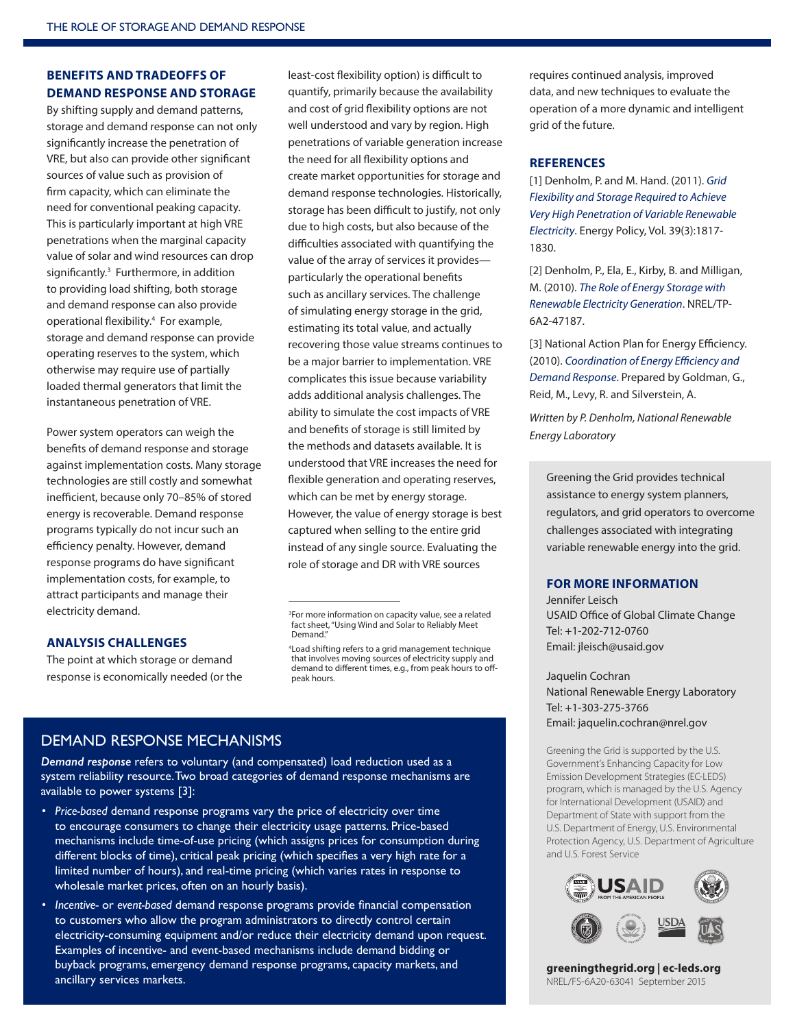## BENEFITS AND TRADEOFFS OF DEMAND RESPONSE AND STORAGE

By shifting supply and demand patterns, storage and demand response can not only significantly increase the penetration of VRE, but also can provide other significant sources of value such as provision of firm capacity, which can eliminate the need for conventional peaking capacity. This is particularly important at high VRE penetrations when the marginal capacity value of solar and wind resources can drop significantly.[3] Furthermore, in addition to providing load shifting, both storage and demand response can also provide operational flexibility.[4] For example, storage and demand response can provide operating reserves to the system, which otherwise may require use of partially loaded thermal generators that limit the instantaneous penetration of VRE.

Power system operators can weigh the benefits of demand response and storage against implementation costs. Many storage technologies are still costly and somewhat inefficient, because only 70–85% of stored energy is recoverable. Demand response programs typically do not incur such an efficiency penalty. However, demand response programs do have significant implementation costs, for example, to attract participants and manage their electricity demand.

## ANALYSIS CHALLENGES

The point at which storage or demand response is economically needed (or the least-cost flexibility option) is difficult to quantify, primarily because the availability and cost of grid flexibility options are not well understood and vary by region. High penetrations of variable generation increase the need for all flexibility options and create market opportunities for storage and demand response technologies. Historically, storage has been difficult to justify, not only due to high costs, but also because of the difficulties associated with quantifying the value of the array of services it provides—particularly the operational benefits such as ancillary services. The challenge of simulating energy storage in the grid, estimating its total value, and actually recovering those value streams continues to be a major barrier to implementation. VRE complicates this issue because variability adds additional analysis challenges. The ability to simulate the cost impacts of VRE and benefits of storage is still limited by the methods and datasets available. It is understood that VRE increases the need for flexible generation and operating reserves, which can be met by energy storage. However, the value of energy storage is best captured when selling to the entire grid instead of any single source. Evaluating the role of storage and DR with VRE sources requires continued analysis, improved data, and new techniques to evaluate the operation of a more dynamic and intelligent grid of the future.

[3] For more information on capacity value, see a related fact sheet, "Using Wind and Solar to Reliably Meet Demand."

[4] Load shifting refers to a grid management technique that involves moving sources of electricity supply and demand to different times, e.g., from peak hours to off-peak hours.

## DEMAND RESPONSE MECHANISMS

***Demand response*** refers to voluntary (and compensated) load reduction used as a system reliability resource. Two broad categories of demand response mechanisms are available to power systems [3]:

- *Price-based* demand response programs vary the price of electricity over time to encourage consumers to change their electricity usage patterns. Price-based mechanisms include time-of-use pricing (which assigns prices for consumption during different blocks of time), critical peak pricing (which specifies a very high rate for a limited number of hours), and real-time pricing (which varies rates in response to wholesale market prices, often on an hourly basis).
- *Incentive-* or *event-based* demand response programs provide financial compensation to customers who allow the program administrators to directly control certain electricity-consuming equipment and/or reduce their electricity demand upon request. Examples of incentive- and event-based mechanisms include demand bidding or buyback programs, emergency demand response programs, capacity markets, and ancillary services markets.

## REFERENCES

[1] Denholm, P. and M. Hand. (2011). *Grid Flexibility and Storage Required to Achieve Very High Penetration of Variable Renewable Electricity*. Energy Policy, Vol. 39(3):1817-1830.

[2] Denholm, P., Ela, E., Kirby, B. and Milligan, M. (2010). *The Role of Energy Storage with Renewable Electricity Generation*. NREL/TP-6A2-47187.

[3] National Action Plan for Energy Efficiency. (2010). *Coordination of Energy Efficiency and Demand Response*. Prepared by Goldman, G., Reid, M., Levy, R. and Silverstein, A.

*Written by P. Denholm, National Renewable Energy Laboratory*

Greening the Grid provides technical assistance to energy system planners, regulators, and grid operators to overcome challenges associated with integrating variable renewable energy into the grid.

## FOR MORE INFORMATION

Jennifer Leisch
USAID Office of Global Climate Change
Tel: +1-202-712-0760
Email: jleisch@usaid.gov

Jaquelin Cochran
National Renewable Energy Laboratory
Tel: +1-303-275-3766
Email: jaquelin.cochran@nrel.gov

Greening the Grid is supported by the U.S. Government's Enhancing Capacity for Low Emission Development Strategies (EC-LEDS) program, which is managed by the U.S. Agency for International Development (USAID) and Department of State with support from the U.S. Department of Energy, U.S. Environmental Protection Agency, U.S. Department of Agriculture and U.S. Forest Service

**greeningthegrid.org | ec-leds.org**

NREL/FS-6A20-63041 September 2015